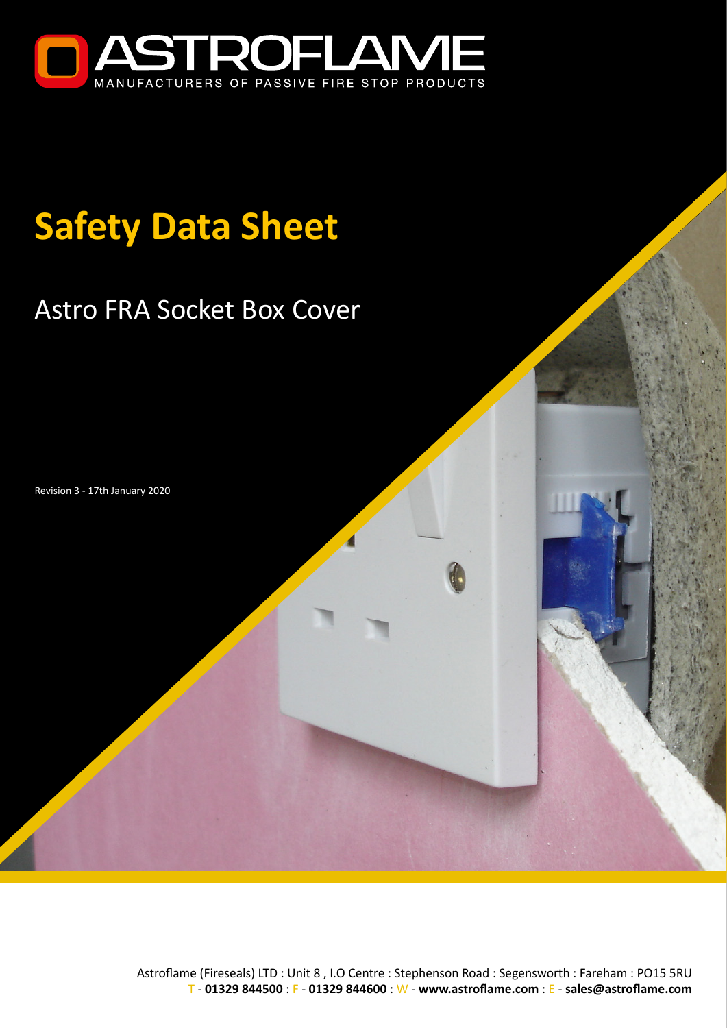ASTROFLAME

MANUFACTURERS OF PASSIVE FIRE STOP PRODUCTS

# Safety Data Sheet

## Astro FRA Socket Box Cover

Revision 3 - 17th January 2020

Astroflame (Fireseals) LTD : Unit 8 , I.O Centre : Stephenson Road : Segensworth : Fareham : PO15 5RU
T - **01329 844500** : F - **01329 844600** : W - **www.astroflame.com** : E - **sales@astroflame.com**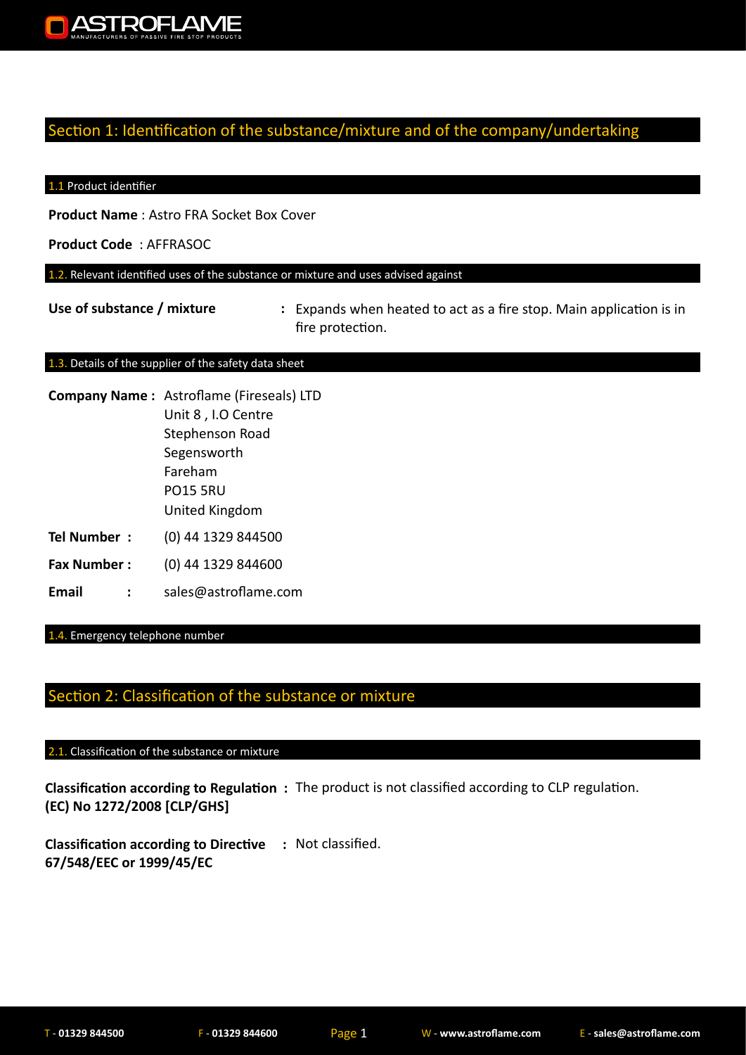## Section 1: Identification of the substance/mixture and of the company/undertaking

### 1.1 Product identifier

**Product Name** : Astro FRA Socket Box Cover

**Product Code** : AFFRASOC

### 1.2. Relevant identified uses of the substance or mixture and uses advised against

**Use of substance / mixture** : Expands when heated to act as a fire stop. Main application is in fire protection.

### 1.3. Details of the supplier of the safety data sheet

**Company Name :** Astroflame (Fireseals) LTD
Unit 8 , I.O Centre
Stephenson Road
Segensworth
Fareham
PO15 5RU
United Kingdom

**Tel Number :** (0) 44 1329 844500

**Fax Number :** (0) 44 1329 844600

**Email :** sales@astroflame.com

### 1.4. Emergency telephone number

## Section 2: Classification of the substance or mixture

### 2.1. Classification of the substance or mixture

**Classification according to Regulation (EC) No 1272/2008 [CLP/GHS] :** The product is not classified according to CLP regulation.

**Classification according to Directive 67/548/EEC or 1999/45/EC :** Not classified.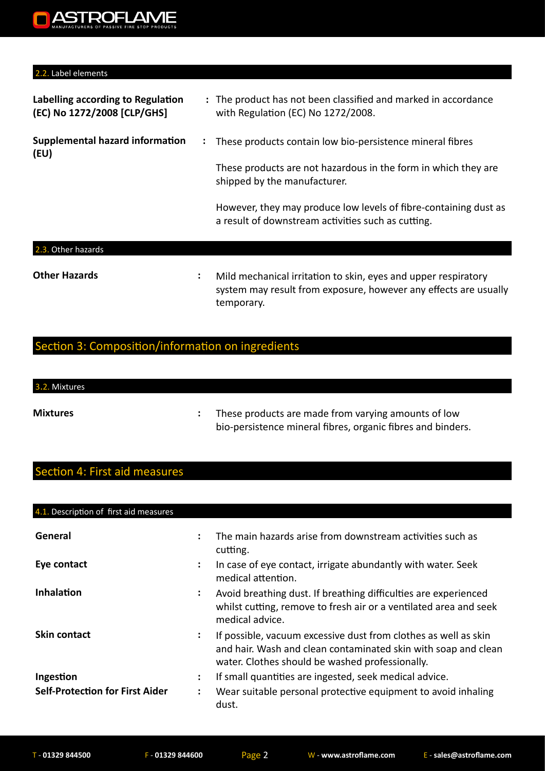### 2.2. Label elements

**Labelling according to Regulation (EC) No 1272/2008 [CLP/GHS]** : The product has not been classified and marked in accordance with Regulation (EC) No 1272/2008.

**Supplemental hazard information (EU)** : These products contain low bio-persistence mineral fibres

These products are not hazardous in the form in which they are shipped by the manufacturer.

However, they may produce low levels of fibre-containing dust as a result of downstream activities such as cutting.

### 2.3. Other hazards

**Other Hazards** : Mild mechanical irritation to skin, eyes and upper respiratory system may result from exposure, however any effects are usually temporary.

## Section 3: Composition/information on ingredients

### 3.2. Mixtures

**Mixtures** : These products are made from varying amounts of low bio-persistence mineral fibres, organic fibres and binders.

## Section 4: First aid measures

### 4.1. Description of first aid measures

**General** : The main hazards arise from downstream activities such as cutting.

**Eye contact** : In case of eye contact, irrigate abundantly with water. Seek medical attention.

**Inhalation** : Avoid breathing dust. If breathing difficulties are experienced whilst cutting, remove to fresh air or a ventilated area and seek medical advice.

**Skin contact** : If possible, vacuum excessive dust from clothes as well as skin and hair. Wash and clean contaminated skin with soap and clean water. Clothes should be washed professionally.

**Ingestion** : If small quantities are ingested, seek medical advice.

**Self-Protection for First Aider** : Wear suitable personal protective equipment to avoid inhaling dust.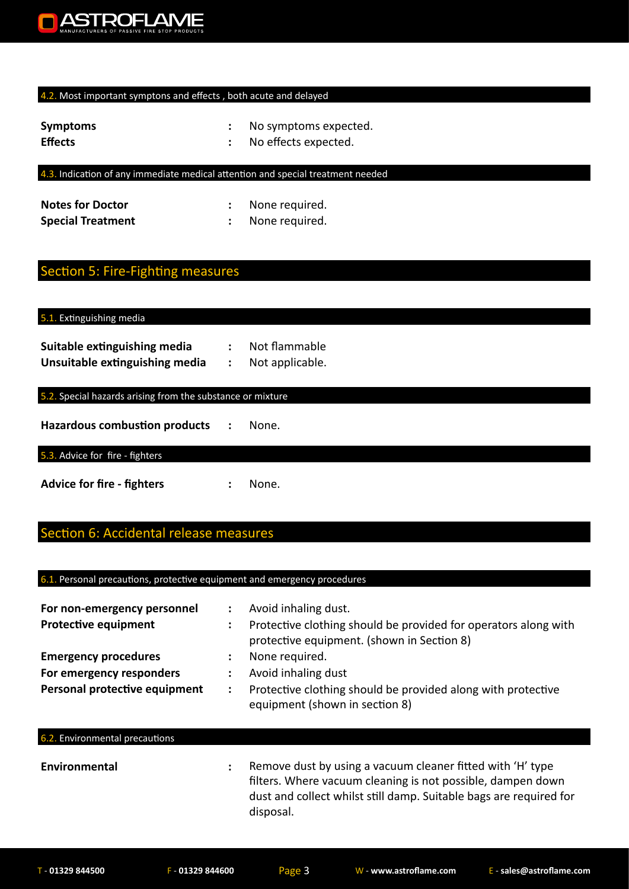### 4.2. Most important symptons and effects , both acute and delayed

| | | |
|---|---|---|
| **Symptoms** | : | No symptoms expected. |
| **Effects** | : | No effects expected. |

### 4.3. Indication of any immediate medical attention and special treatment needed

| | | |
|---|---|---|
| **Notes for Doctor** | : | None required. |
| **Special Treatment** | : | None required. |

## Section 5: Fire-Fighting measures

### 5.1. Extinguishing media

| | | |
|---|---|---|
| **Suitable extinguishing media** | : | Not flammable |
| **Unsuitable extinguishing media** | : | Not applicable. |

### 5.2. Special hazards arising from the substance or mixture

| | | |
|---|---|---|
| **Hazardous combustion products** | : | None. |

### 5.3. Advice for fire - fighters

| | | |
|---|---|---|
| **Advice for fire - fighters** | : | None. |

## Section 6: Accidental release measures

### 6.1. Personal precautions, protective equipment and emergency procedures

| | | |
|---|---|---|
| **For non-emergency personnel** | : | Avoid inhaling dust. |
| **Protective equipment** | : | Protective clothing should be provided for operators along with protective equipment. (shown in Section 8) |
| **Emergency procedures** | : | None required. |
| **For emergency responders** | : | Avoid inhaling dust |
| **Personal protective equipment** | : | Protective clothing should be provided along with protective equipment (shown in section 8) |

### 6.2. Environmental precautions

| | | |
|---|---|---|
| **Environmental** | : | Remove dust by using a vacuum cleaner fitted with 'H' type filters. Where vacuum cleaning is not possible, dampen down dust and collect whilst still damp. Suitable bags are required for disposal. |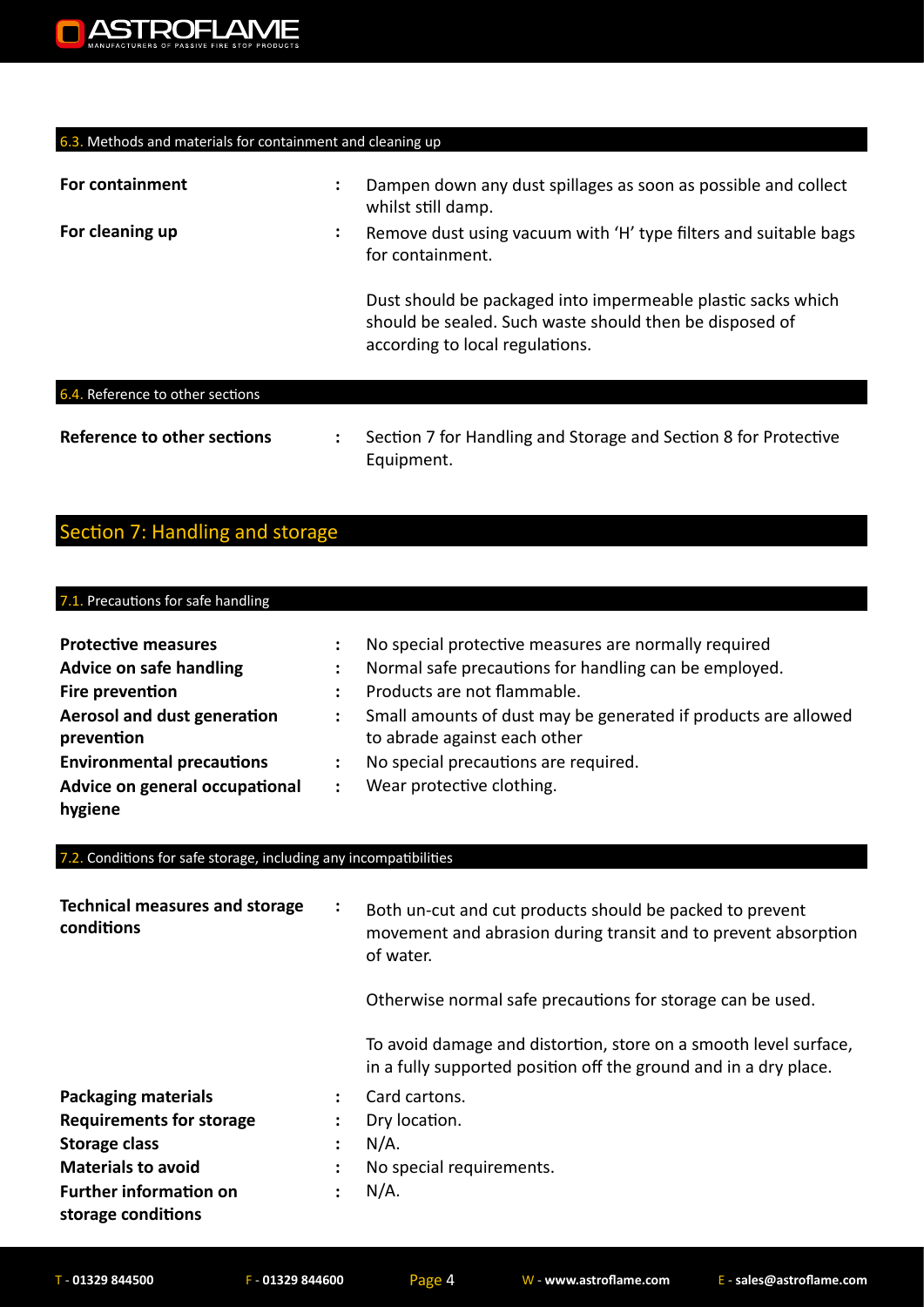### 6.3. Methods and materials for containment and cleaning up

| | |
|---|---|
| **For containment** | Dampen down any dust spillages as soon as possible and collect whilst still damp. |
| **For cleaning up** | Remove dust using vacuum with ‘H’ type filters and suitable bags for containment.<br><br>Dust should be packaged into impermeable plastic sacks which should be sealed. Such waste should then be disposed of according to local regulations. |

### 6.4. Reference to other sections

| | |
|---|---|
| **Reference to other sections** | Section 7 for Handling and Storage and Section 8 for Protective Equipment. |

## Section 7: Handling and storage

### 7.1. Precautions for safe handling

| | |
|---|---|
| **Protective measures** | No special protective measures are normally required |
| **Advice on safe handling** | Normal safe precautions for handling can be employed. |
| **Fire prevention** | Products are not flammable. |
| **Aerosol and dust generation prevention** | Small amounts of dust may be generated if products are allowed to abrade against each other |
| **Environmental precautions** | No special precautions are required. |
| **Advice on general occupational hygiene** | Wear protective clothing. |

### 7.2. Conditions for safe storage, including any incompatibilities

| | |
|---|---|
| **Technical measures and storage conditions** | Both un-cut and cut products should be packed to prevent movement and abrasion during transit and to prevent absorption of water.<br><br>Otherwise normal safe precautions for storage can be used.<br><br>To avoid damage and distortion, store on a smooth level surface, in a fully supported position off the ground and in a dry place. |
| **Packaging materials** | Card cartons. |
| **Requirements for storage** | Dry location. |
| **Storage class** | N/A. |
| **Materials to avoid** | No special requirements. |
| **Further information on storage conditions** | N/A. |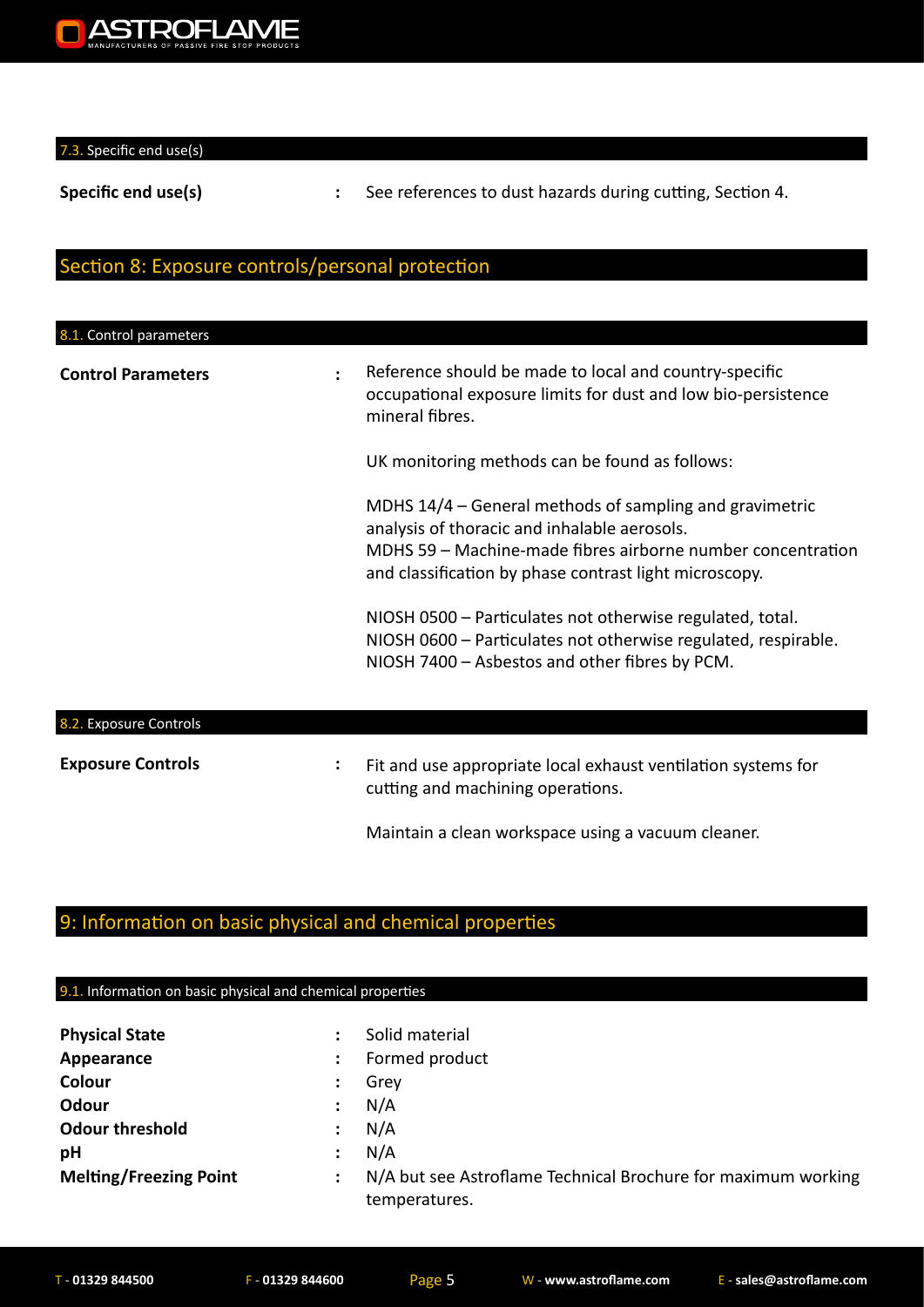### 7.3. Specific end use(s)

| | | |
|---|---|---|
| **Specific end use(s)** | : | See references to dust hazards during cutting, Section 4. |

## Section 8: Exposure controls/personal protection

### 8.1. Control parameters

**Control Parameters** : Reference should be made to local and country-specific occupational exposure limits for dust and low bio-persistence mineral fibres.

UK monitoring methods can be found as follows:

MDHS 14/4 – General methods of sampling and gravimetric analysis of thoracic and inhalable aerosols.
MDHS 59 – Machine-made fibres airborne number concentration and classification by phase contrast light microscopy.

NIOSH 0500 – Particulates not otherwise regulated, total.
NIOSH 0600 – Particulates not otherwise regulated, respirable.
NIOSH 7400 – Asbestos and other fibres by PCM.

### 8.2. Exposure Controls

**Exposure Controls** : Fit and use appropriate local exhaust ventilation systems for cutting and machining operations.

Maintain a clean workspace using a vacuum cleaner.

## 9: Information on basic physical and chemical properties

### 9.1. Information on basic physical and chemical properties

| | | |
|---|---|---|
| **Physical State** | : | Solid material |
| **Appearance** | : | Formed product |
| **Colour** | : | Grey |
| **Odour** | : | N/A |
| **Odour threshold** | : | N/A |
| **pH** | : | N/A |
| **Melting/Freezing Point** | : | N/A but see Astroflame Technical Brochure for maximum working temperatures. |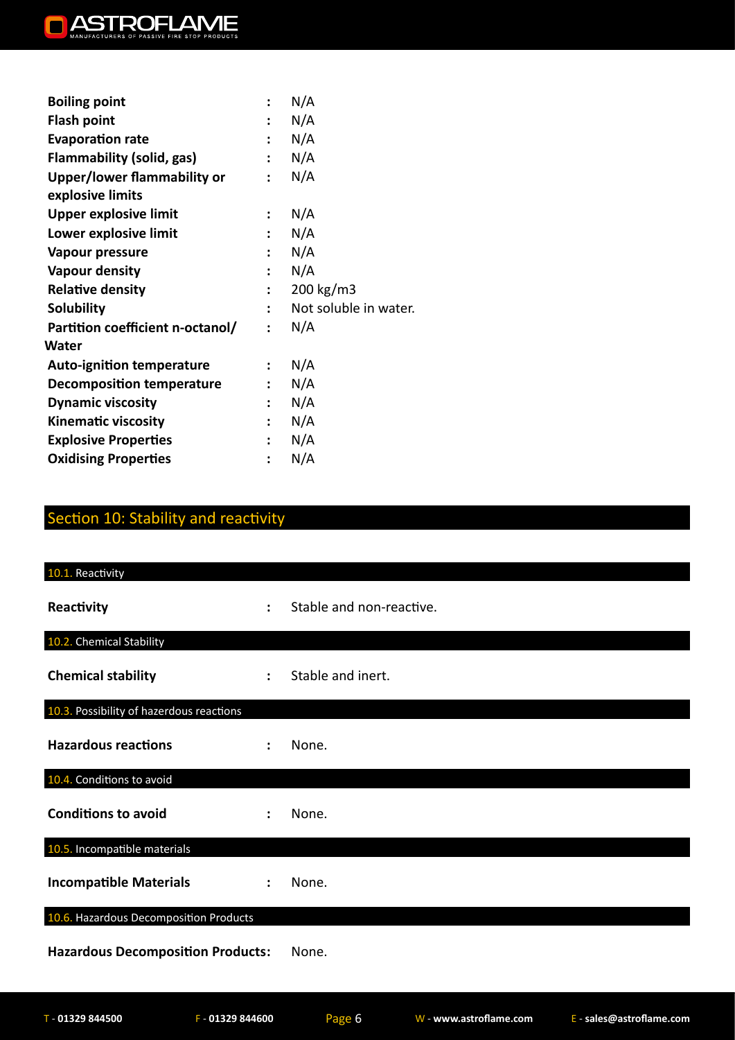| | | |
|---|---|---|
| **Boiling point** | : | N/A |
| **Flash point** | : | N/A |
| **Evaporation rate** | : | N/A |
| **Flammability (solid, gas)** | : | N/A |
| **Upper/lower flammability or explosive limits** | : | N/A |
| **Upper explosive limit** | : | N/A |
| **Lower explosive limit** | : | N/A |
| **Vapour pressure** | : | N/A |
| **Vapour density** | : | N/A |
| **Relative density** | : | 200 kg/m3 |
| **Solubility** | : | Not soluble in water. |
| **Partition coefficient n-octanol/ Water** | : | N/A |
| **Auto-ignition temperature** | : | N/A |
| **Decomposition temperature** | : | N/A |
| **Dynamic viscosity** | : | N/A |
| **Kinematic viscosity** | : | N/A |
| **Explosive Properties** | : | N/A |
| **Oxidising Properties** | : | N/A |

## Section 10: Stability and reactivity

### 10.1. Reactivity

**Reactivity** : Stable and non-reactive.

### 10.2. Chemical Stability

**Chemical stability** : Stable and inert.

### 10.3. Possibility of hazardous reactions

**Hazardous reactions** : None.

### 10.4. Conditions to avoid

**Conditions to avoid** : None.

### 10.5. Incompatible materials

**Incompatible Materials** : None.

### 10.6. Hazardous Decomposition Products

**Hazardous Decomposition Products:** None.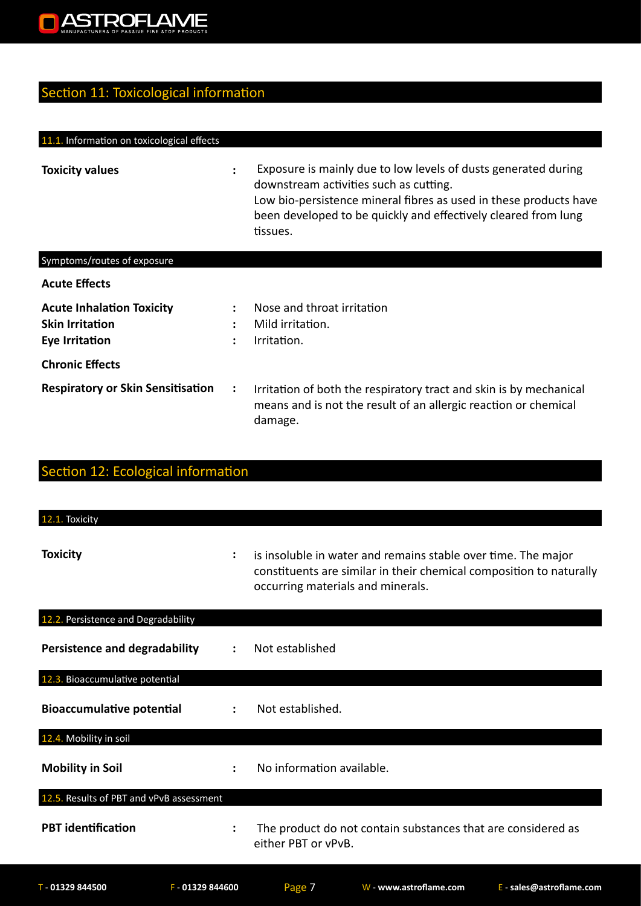## Section 11: Toxicological information

### 11.1. Information on toxicological effects

| | | |
|---|---|---|
| **Toxicity values** | : | Exposure is mainly due to low levels of dusts generated during downstream activities such as cutting. Low bio-persistence mineral fibres as used in these products have been developed to be quickly and effectively cleared from lung tissues. |

### Symptoms/routes of exposure

**Acute Effects**

| | | |
|---|---|---|
| **Acute Inhalation Toxicity** | : | Nose and throat irritation |
| **Skin Irritation** | : | Mild irritation. |
| **Eye Irritation** | : | Irritation. |

**Chronic Effects**

| | | |
|---|---|---|
| **Respiratory or Skin Sensitisation** | : | Irritation of both the respiratory tract and skin is by mechanical means and is not the result of an allergic reaction or chemical damage. |

## Section 12: Ecological information

### 12.1. Toxicity

| | | |
|---|---|---|
| **Toxicity** | : | is insoluble in water and remains stable over time. The major constituents are similar in their chemical composition to naturally occurring materials and minerals. |

### 12.2. Persistence and Degradability

| | | |
|---|---|---|
| **Persistence and degradability** | : | Not established |

### 12.3. Bioaccumulative potential

| | | |
|---|---|---|
| **Bioaccumulative potential** | : | Not established. |

### 12.4. Mobility in soil

| | | |
|---|---|---|
| **Mobility in Soil** | : | No information available. |

### 12.5. Results of PBT and vPvB assessment

| | | |
|---|---|---|
| **PBT identification** | : | The product do not contain substances that are considered as either PBT or vPvB. |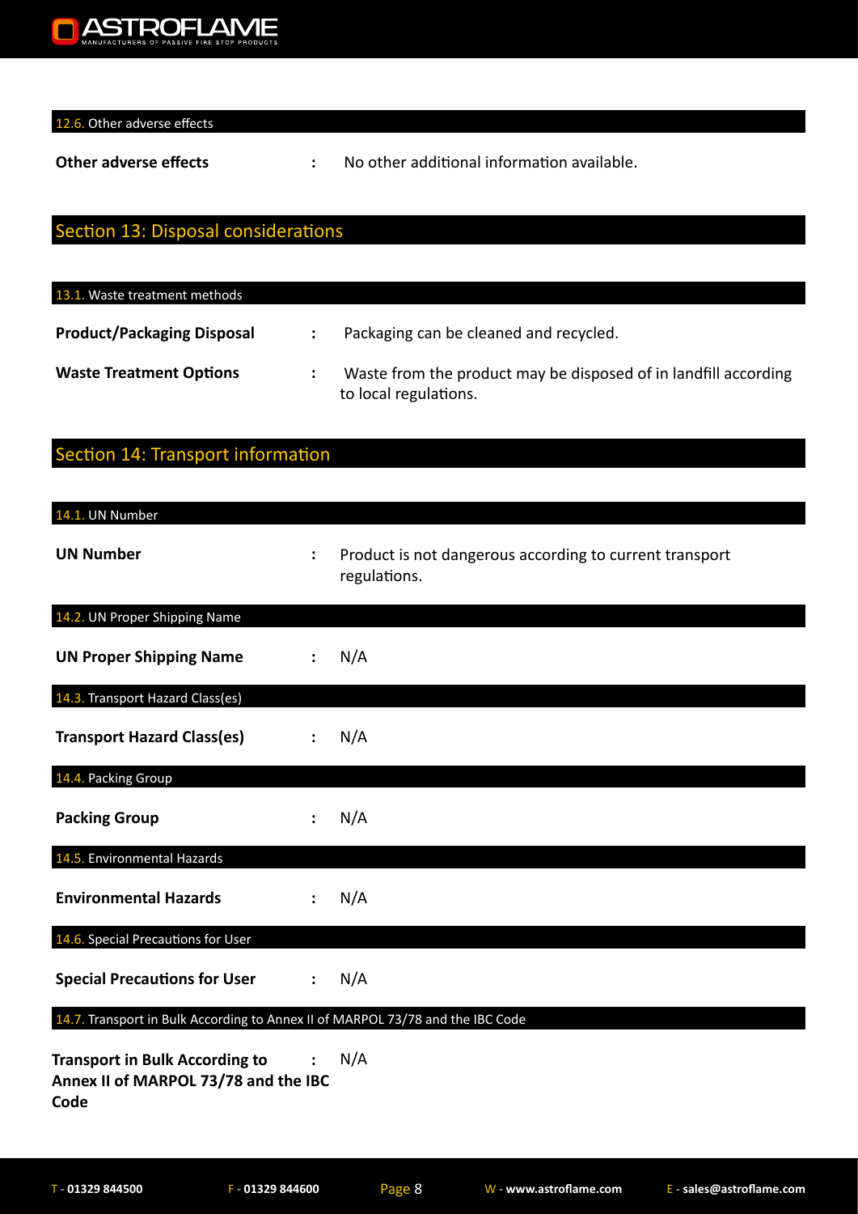### 12.6. Other adverse effects

| | | |
|---|---|---|
| **Other adverse effects** | : | No other additional information available. |

## Section 13: Disposal considerations

### 13.1. Waste treatment methods

| | | |
|---|---|---|
| **Product/Packaging Disposal** | : | Packaging can be cleaned and recycled. |
| **Waste Treatment Options** | : | Waste from the product may be disposed of in landfill according to local regulations. |

## Section 14: Transport information

### 14.1. UN Number

| | | |
|---|---|---|
| **UN Number** | : | Product is not dangerous according to current transport regulations. |

### 14.2. UN Proper Shipping Name

| | | |
|---|---|---|
| **UN Proper Shipping Name** | : | N/A |

### 14.3. Transport Hazard Class(es)

| | | |
|---|---|---|
| **Transport Hazard Class(es)** | : | N/A |

### 14.4. Packing Group

| | | |
|---|---|---|
| **Packing Group** | : | N/A |

### 14.5. Environmental Hazards

| | | |
|---|---|---|
| **Environmental Hazards** | : | N/A |

### 14.6. Special Precautions for User

| | | |
|---|---|---|
| **Special Precautions for User** | : | N/A |

### 14.7. Transport in Bulk According to Annex II of MARPOL 73/78 and the IBC Code

| | | |
|---|---|---|
| **Transport in Bulk According to Annex II of MARPOL 73/78 and the IBC Code** | : | N/A |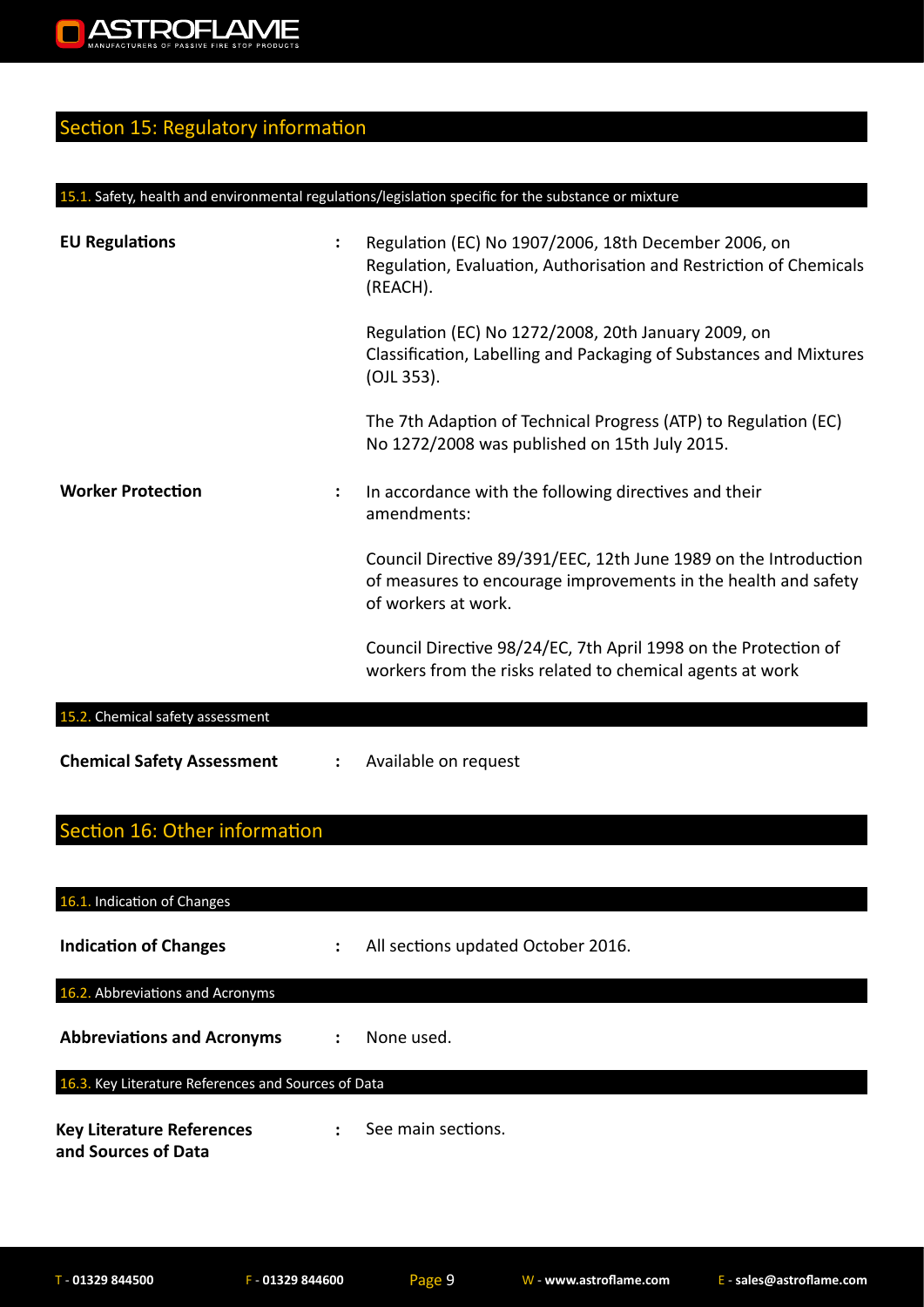## Section 15: Regulatory information

### 15.1. Safety, health and environmental regulations/legislation specific for the substance or mixture

**EU Regulations** : Regulation (EC) No 1907/2006, 18th December 2006, on Regulation, Evaluation, Authorisation and Restriction of Chemicals (REACH).

Regulation (EC) No 1272/2008, 20th January 2009, on Classification, Labelling and Packaging of Substances and Mixtures (OJL 353).

The 7th Adaption of Technical Progress (ATP) to Regulation (EC) No 1272/2008 was published on 15th July 2015.

**Worker Protection** : In accordance with the following directives and their amendments:

Council Directive 89/391/EEC, 12th June 1989 on the Introduction of measures to encourage improvements in the health and safety of workers at work.

Council Directive 98/24/EC, 7th April 1998 on the Protection of workers from the risks related to chemical agents at work

### 15.2. Chemical safety assessment

**Chemical Safety Assessment** : Available on request

## Section 16: Other information

### 16.1. Indication of Changes

**Indication of Changes** : All sections updated October 2016.

### 16.2. Abbreviations and Acronyms

**Abbreviations and Acronyms** : None used.

### 16.3. Key Literature References and Sources of Data

**Key Literature References and Sources of Data** : See main sections.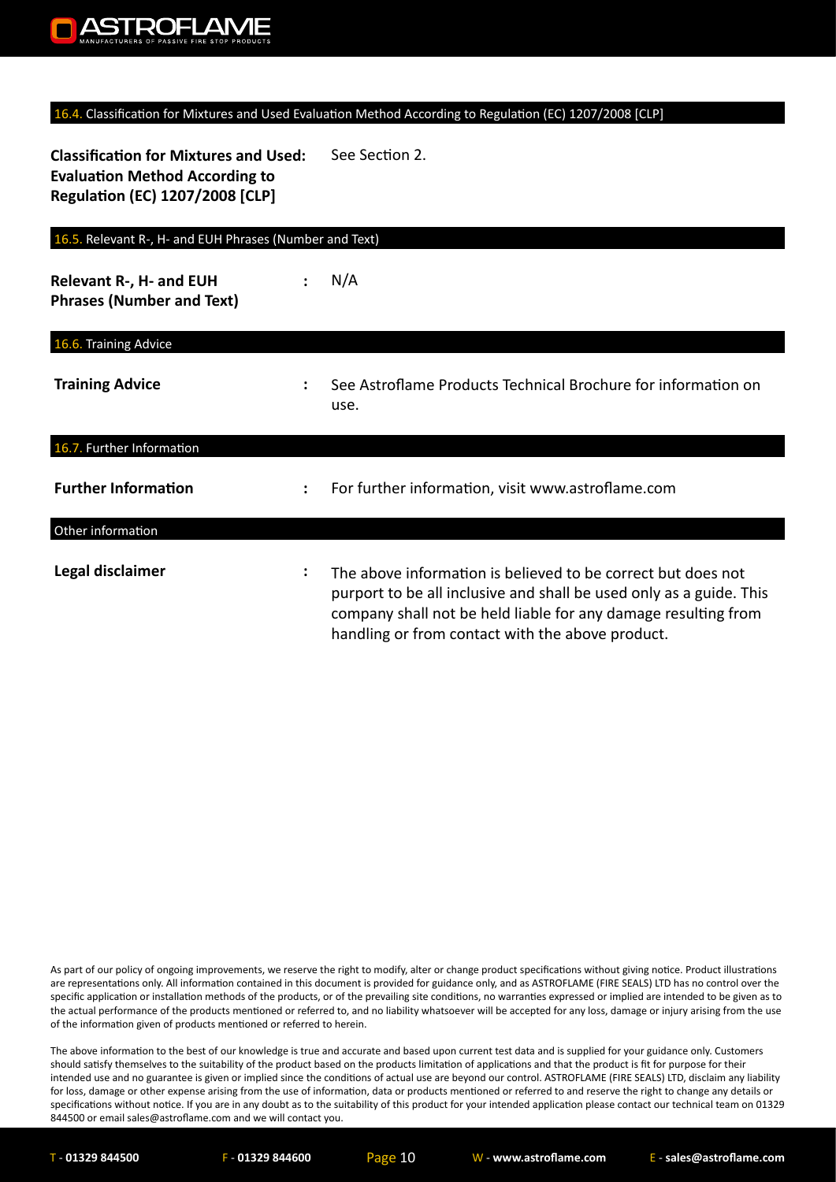## 16.4. Classification for Mixtures and Used Evaluation Method According to Regulation (EC) 1207/2008 [CLP]

**Classification for Mixtures and Used: Evaluation Method According to Regulation (EC) 1207/2008 [CLP]** See Section 2.

## 16.5. Relevant R-, H- and EUH Phrases (Number and Text)

**Relevant R-, H- and EUH Phrases (Number and Text)** : N/A

## 16.6. Training Advice

**Training Advice** : See Astroflame Products Technical Brochure for information on use.

## 16.7. Further Information

**Further Information** : For further information, visit www.astroflame.com

## Other information

**Legal disclaimer** : The above information is believed to be correct but does not purport to be all inclusive and shall be used only as a guide. This company shall not be held liable for any damage resulting from handling or from contact with the above product.

As part of our policy of ongoing improvements, we reserve the right to modify, alter or change product specifications without giving notice. Product illustrations are representations only. All information contained in this document is provided for guidance only, and as ASTROFLAME (FIRE SEALS) LTD has no control over the specific application or installation methods of the products, or of the prevailing site conditions, no warranties expressed or implied are intended to be given as to the actual performance of the products mentioned or referred to, and no liability whatsoever will be accepted for any loss, damage or injury arising from the use of the information given of products mentioned or referred to herein.

The above information to the best of our knowledge is true and accurate and based upon current test data and is supplied for your guidance only. Customers should satisfy themselves to the suitability of the product based on the products limitation of applications and that the product is fit for purpose for their intended use and no guarantee is given or implied since the conditions of actual use are beyond our control. ASTROFLAME (FIRE SEALS) LTD, disclaim any liability for loss, damage or other expense arising from the use of information, data or products mentioned or referred to and reserve the right to change any details or specifications without notice. If you are in any doubt as to the suitability of this product for your intended application please contact our technical team on 01329 844500 or email sales@astroflame.com and we will contact you.